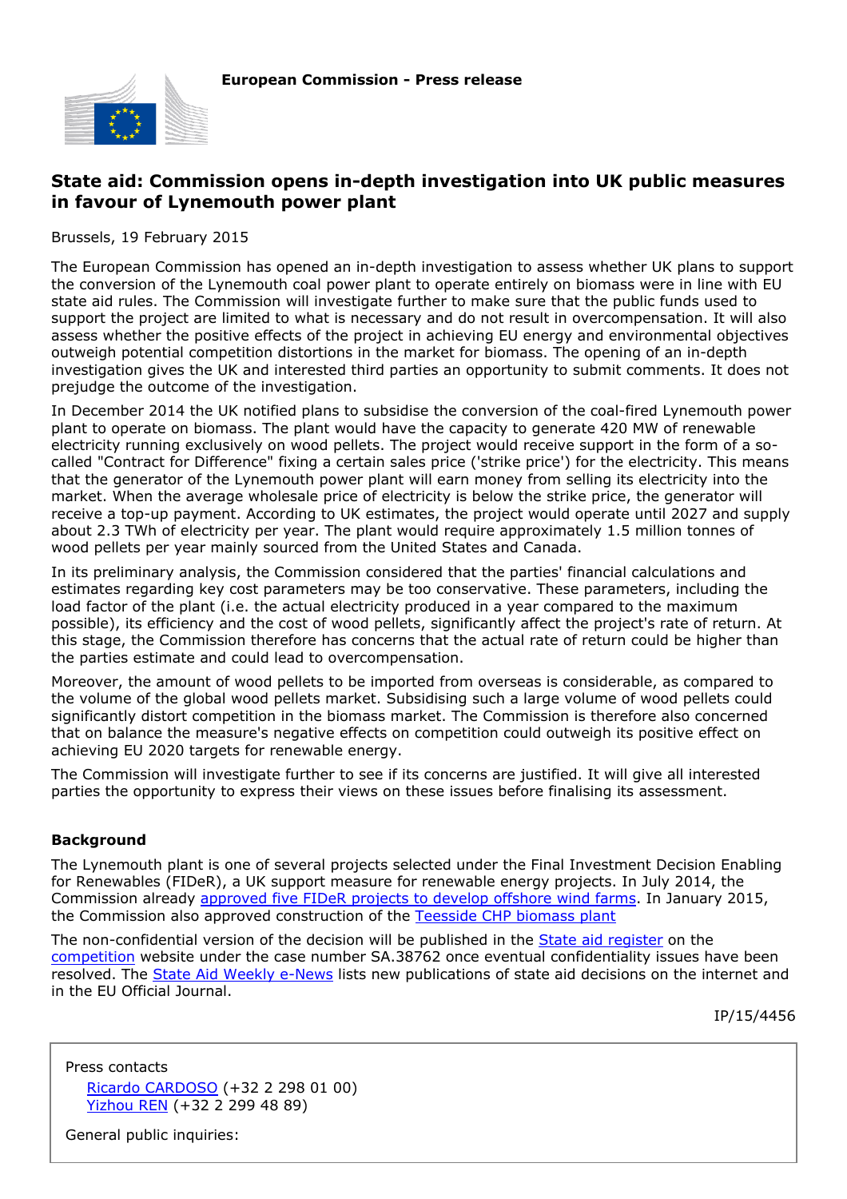**European Commission - Press release**

# State aid: Commission opens in-depth investigation into UK public measures in favour of Lynemouth power plant

Brussels, 19 February 2015

The European Commission has opened an in-depth investigation to assess whether UK plans to support the conversion of the Lynemouth coal power plant to operate entirely on biomass were in line with EU state aid rules. The Commission will investigate further to make sure that the public funds used to support the project are limited to what is necessary and do not result in overcompensation. It will also assess whether the positive effects of the project in achieving EU energy and environmental objectives outweigh potential competition distortions in the market for biomass. The opening of an in-depth investigation gives the UK and interested third parties an opportunity to submit comments. It does not prejudge the outcome of the investigation.

In December 2014 the UK notified plans to subsidise the conversion of the coal-fired Lynemouth power plant to operate on biomass. The plant would have the capacity to generate 420 MW of renewable electricity running exclusively on wood pellets. The project would receive support in the form of a so-called "Contract for Difference" fixing a certain sales price ('strike price') for the electricity. This means that the generator of the Lynemouth power plant will earn money from selling its electricity into the market. When the average wholesale price of electricity is below the strike price, the generator will receive a top-up payment. According to UK estimates, the project would operate until 2027 and supply about 2.3 TWh of electricity per year. The plant would require approximately 1.5 million tonnes of wood pellets per year mainly sourced from the United States and Canada.

In its preliminary analysis, the Commission considered that the parties' financial calculations and estimates regarding key cost parameters may be too conservative. These parameters, including the load factor of the plant (i.e. the actual electricity produced in a year compared to the maximum possible), its efficiency and the cost of wood pellets, significantly affect the project's rate of return. At this stage, the Commission therefore has concerns that the actual rate of return could be higher than the parties estimate and could lead to overcompensation.

Moreover, the amount of wood pellets to be imported from overseas is considerable, as compared to the volume of the global wood pellets market. Subsidising such a large volume of wood pellets could significantly distort competition in the biomass market. The Commission is therefore also concerned that on balance the measure's negative effects on competition could outweigh its positive effect on achieving EU 2020 targets for renewable energy.

The Commission will investigate further to see if its concerns are justified. It will give all interested parties the opportunity to express their views on these issues before finalising its assessment.

### Background

The Lynemouth plant is one of several projects selected under the Final Investment Decision Enabling for Renewables (FIDeR), a UK support measure for renewable energy projects. In July 2014, the Commission already approved five FIDeR projects to develop offshore wind farms. In January 2015, the Commission also approved construction of the Teesside CHP biomass plant

The non-confidential version of the decision will be published in the State aid register on the competition website under the case number SA.38762 once eventual confidentiality issues have been resolved. The State Aid Weekly e-News lists new publications of state aid decisions on the internet and in the EU Official Journal.

IP/15/4456

Press contacts

Ricardo CARDOSO (+32 2 298 01 00)
Yizhou REN (+32 2 299 48 89)

General public inquiries: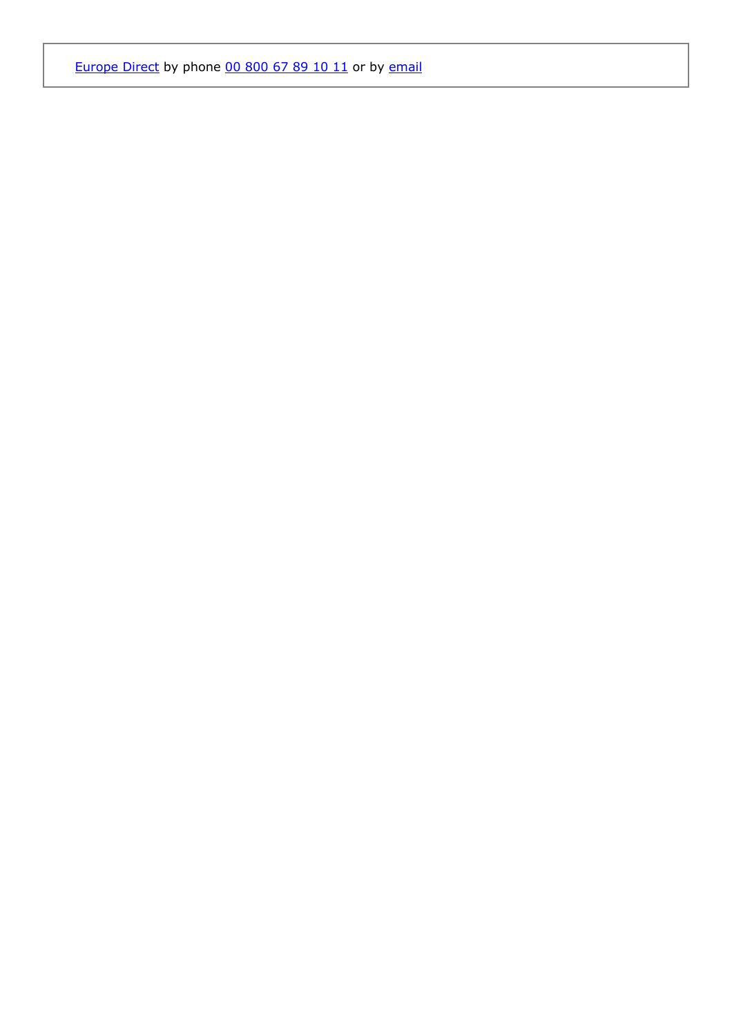Europe Direct by phone 00 800 67 89 10 11 or by email